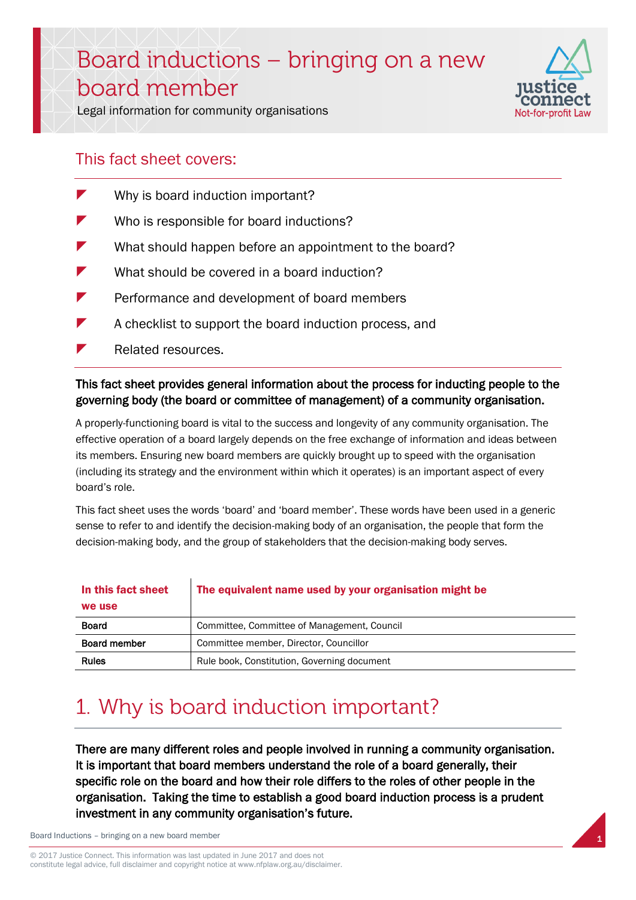# Board inductions – bringing on a new board member

Legal information for community organisations

## This fact sheet covers:

- Why is board induction important?
- Who is responsible for board inductions?
- What should happen before an appointment to the board?
- What should be covered in a board induction?
- Performance and development of board members
- A checklist to support the board induction process, and
- Related resources.

**This fact sheet provides general information about the process for inducting people to the governing body (the board or committee of management) of a community organisation.**

A properly-functioning board is vital to the success and longevity of any community organisation. The effective operation of a board largely depends on the free exchange of information and ideas between its members. Ensuring new board members are quickly brought up to speed with the organisation (including its strategy and the environment within which it operates) is an important aspect of every board's role.

This fact sheet uses the words 'board' and 'board member'. These words have been used in a generic sense to refer to and identify the decision-making body of an organisation, the people that form the decision-making body, and the group of stakeholders that the decision-making body serves.

| In this fact sheet we use | The equivalent name used by your organisation might be |
|---|---|
| **Board** | Committee, Committee of Management, Council |
| **Board member** | Committee member, Director, Councillor |
| **Rules** | Rule book, Constitution, Governing document |

## 1. Why is board induction important?

**There are many different roles and people involved in running a community organisation. It is important that board members understand the role of a board generally, their specific role on the board and how their role differs to the roles of other people in the organisation. Taking the time to establish a good board induction process is a prudent investment in any community organisation's future.**

© 2017 Justice Connect. This information was last updated in June 2017 and does not constitute legal advice, full disclaimer and copyright notice at www.nfplaw.org.au/disclaimer.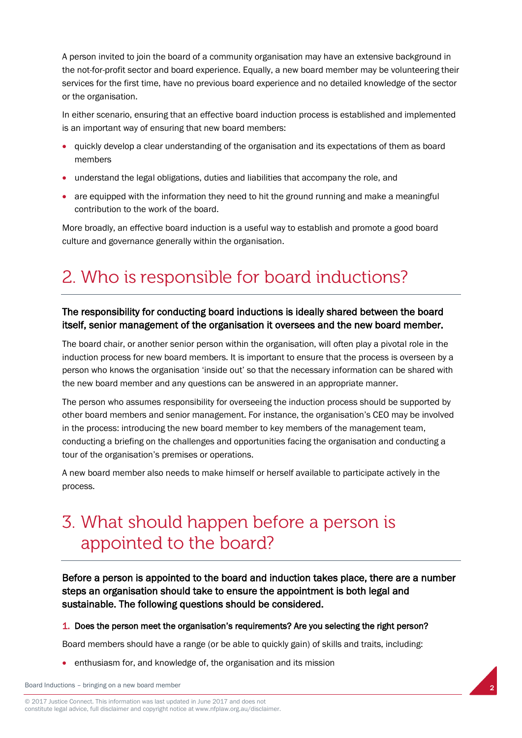A person invited to join the board of a community organisation may have an extensive background in the not-for-profit sector and board experience. Equally, a new board member may be volunteering their services for the first time, have no previous board experience and no detailed knowledge of the sector or the organisation.

In either scenario, ensuring that an effective board induction process is established and implemented is an important way of ensuring that new board members:

- quickly develop a clear understanding of the organisation and its expectations of them as board members
- understand the legal obligations, duties and liabilities that accompany the role, and
- are equipped with the information they need to hit the ground running and make a meaningful contribution to the work of the board.

More broadly, an effective board induction is a useful way to establish and promote a good board culture and governance generally within the organisation.

# 2. Who is responsible for board inductions?

**The responsibility for conducting board inductions is ideally shared between the board itself, senior management of the organisation it oversees and the new board member.**

The board chair, or another senior person within the organisation, will often play a pivotal role in the induction process for new board members. It is important to ensure that the process is overseen by a person who knows the organisation 'inside out' so that the necessary information can be shared with the new board member and any questions can be answered in an appropriate manner.

The person who assumes responsibility for overseeing the induction process should be supported by other board members and senior management. For instance, the organisation's CEO may be involved in the process: introducing the new board member to key members of the management team, conducting a briefing on the challenges and opportunities facing the organisation and conducting a tour of the organisation's premises or operations.

A new board member also needs to make himself or herself available to participate actively in the process.

# 3. What should happen before a person is appointed to the board?

**Before a person is appointed to the board and induction takes place, there are a number steps an organisation should take to ensure the appointment is both legal and sustainable. The following questions should be considered.**

**1. Does the person meet the organisation's requirements? Are you selecting the right person?**

Board members should have a range (or be able to quickly gain) of skills and traits, including:

- enthusiasm for, and knowledge of, the organisation and its mission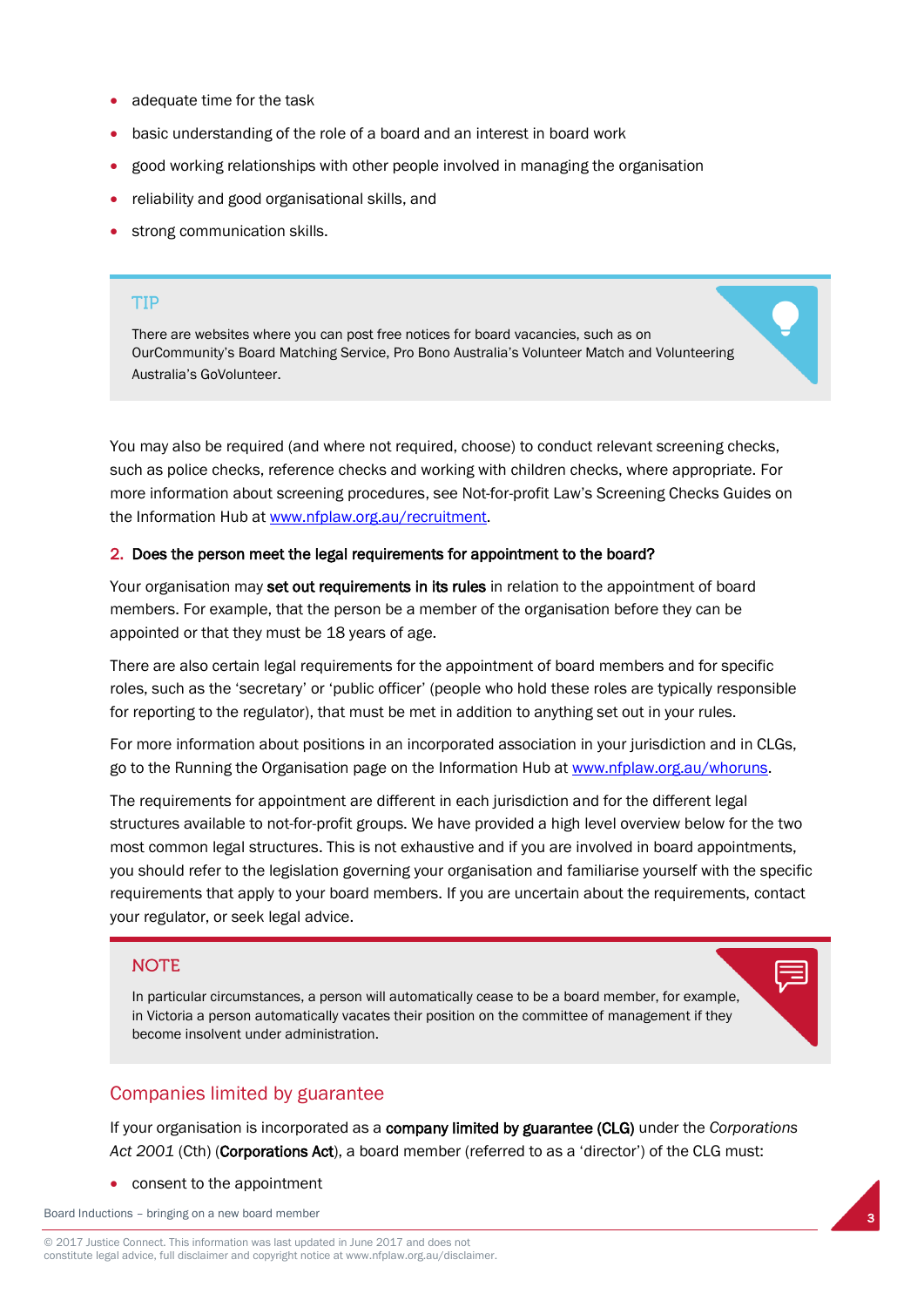- adequate time for the task
- basic understanding of the role of a board and an interest in board work
- good working relationships with other people involved in managing the organisation
- reliability and good organisational skills, and
- strong communication skills.

> **TIP**
>
> There are websites where you can post free notices for board vacancies, such as on OurCommunity's Board Matching Service, Pro Bono Australia's Volunteer Match and Volunteering Australia's GoVolunteer.

You may also be required (and where not required, choose) to conduct relevant screening checks, such as police checks, reference checks and working with children checks, where appropriate. For more information about screening procedures, see Not-for-profit Law's Screening Checks Guides on the Information Hub at [www.nfplaw.org.au/recruitment](www.nfplaw.org.au/recruitment).

### 2. Does the person meet the legal requirements for appointment to the board?

Your organisation may **set out requirements in its rules** in relation to the appointment of board members. For example, that the person be a member of the organisation before they can be appointed or that they must be 18 years of age.

There are also certain legal requirements for the appointment of board members and for specific roles, such as the 'secretary' or 'public officer' (people who hold these roles are typically responsible for reporting to the regulator), that must be met in addition to anything set out in your rules.

For more information about positions in an incorporated association in your jurisdiction and in CLGs, go to the Running the Organisation page on the Information Hub at [www.nfplaw.org.au/whoruns](www.nfplaw.org.au/whoruns).

The requirements for appointment are different in each jurisdiction and for the different legal structures available to not-for-profit groups. We have provided a high level overview below for the two most common legal structures. This is not exhaustive and if you are involved in board appointments, you should refer to the legislation governing your organisation and familiarise yourself with the specific requirements that apply to your board members. If you are uncertain about the requirements, contact your regulator, or seek legal advice.

> **NOTE**
>
> In particular circumstances, a person will automatically cease to be a board member, for example, in Victoria a person automatically vacates their position on the committee of management if they become insolvent under administration.

## Companies limited by guarantee

If your organisation is incorporated as a **company limited by guarantee (CLG)** under the *Corporations Act 2001* (Cth) (**Corporations Act**), a board member (referred to as a 'director') of the CLG must:

- consent to the appointment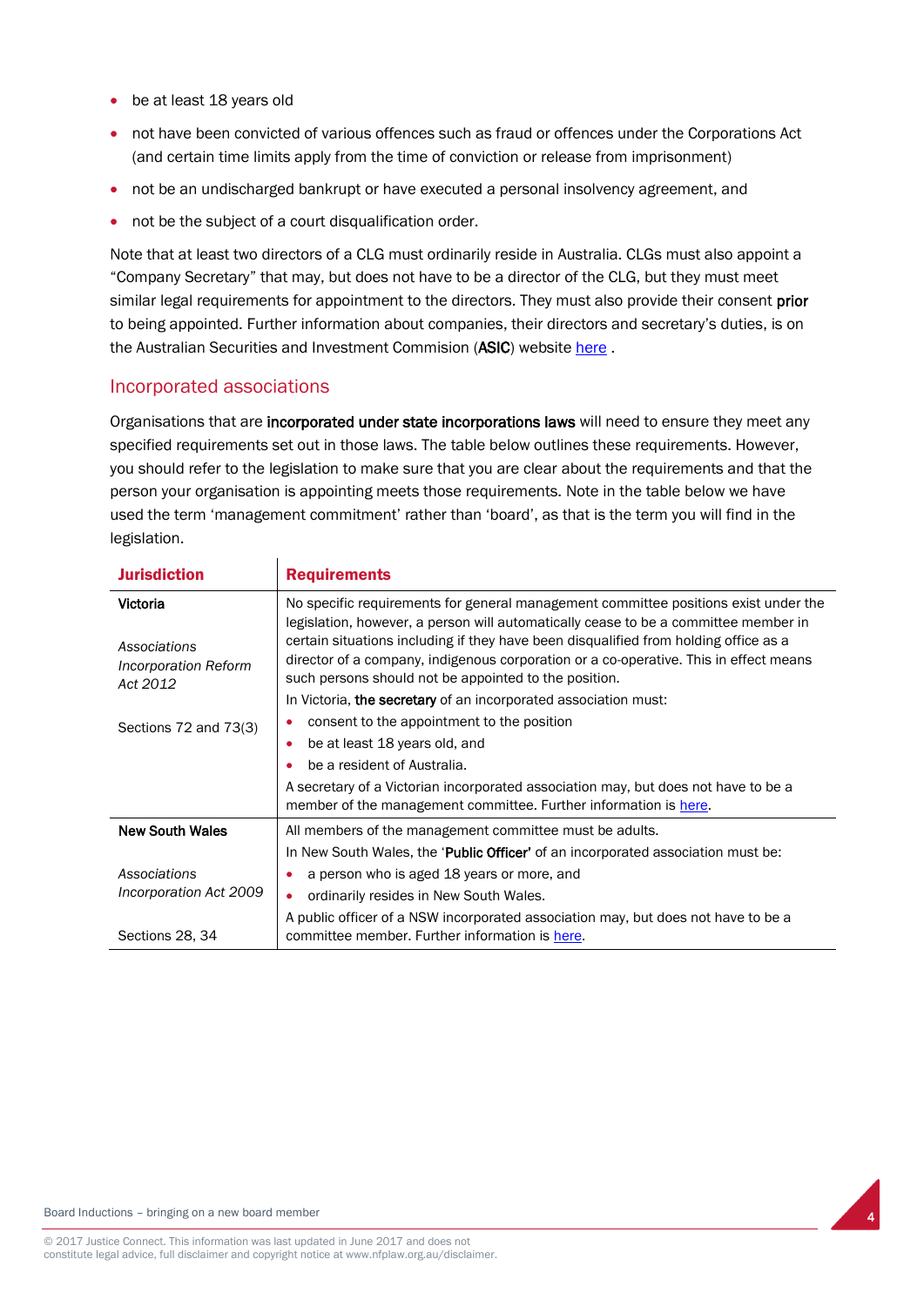- be at least 18 years old
- not have been convicted of various offences such as fraud or offences under the Corporations Act (and certain time limits apply from the time of conviction or release from imprisonment)
- not be an undischarged bankrupt or have executed a personal insolvency agreement, and
- not be the subject of a court disqualification order.

Note that at least two directors of a CLG must ordinarily reside in Australia. CLGs must also appoint a "Company Secretary" that may, but does not have to be a director of the CLG, but they must meet similar legal requirements for appointment to the directors. They must also provide their consent **prior** to being appointed. Further information about companies, their directors and secretary's duties, is on the Australian Securities and Investment Commision (**ASIC**) website here .

## Incorporated associations

Organisations that are **incorporated under state incorporations laws** will need to ensure they meet any specified requirements set out in those laws. The table below outlines these requirements. However, you should refer to the legislation to make sure that you are clear about the requirements and that the person your organisation is appointing meets those requirements. Note in the table below we have used the term 'management commitment' rather than 'board', as that is the term you will find in the legislation.

| Jurisdiction | Requirements |
|---|---|
| **Victoria**<br><br>*Associations Incorporation Reform Act 2012*<br><br>Sections 72 and 73(3) | No specific requirements for general management committee positions exist under the legislation, however, a person will automatically cease to be a committee member in certain situations including if they have been disqualified from holding office as a director of a company, indigenous corporation or a co-operative. This in effect means such persons should not be appointed to the position.<br>In Victoria, **the secretary** of an incorporated association must:<br>• consent to the appointment to the position<br>• be at least 18 years old, and<br>• be a resident of Australia.<br>A secretary of a Victorian incorporated association may, but does not have to be a member of the management committee. Further information is here. |
| **New South Wales**<br><br>*Associations Incorporation Act 2009*<br><br>Sections 28, 34 | All members of the management committee must be adults.<br>In New South Wales, the '**Public Officer**' of an incorporated association must be:<br>• a person who is aged 18 years or more, and<br>• ordinarily resides in New South Wales.<br>A public officer of a NSW incorporated association may, but does not have to be a committee member. Further information is here. |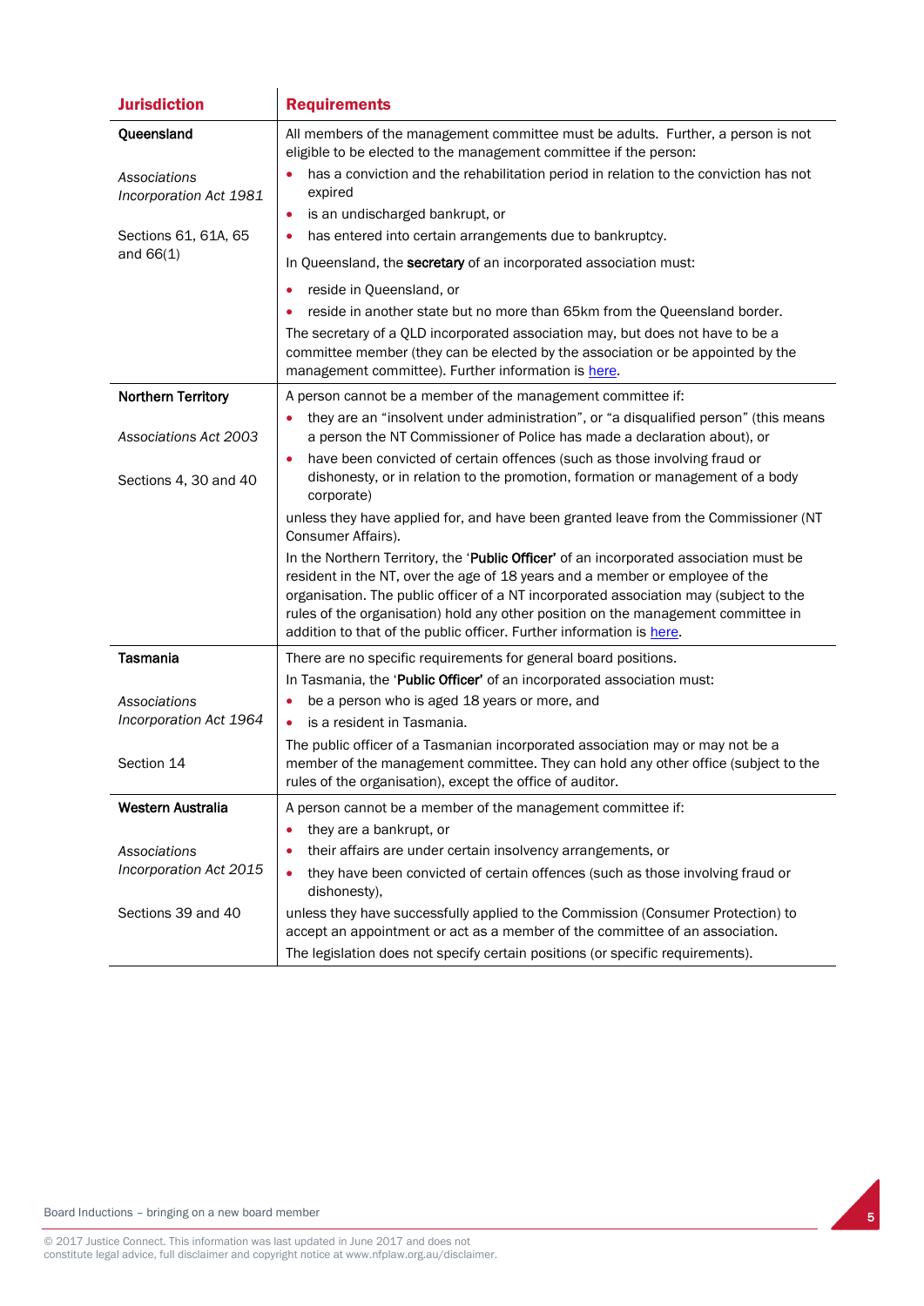| Jurisdiction | Requirements |
|---|---|
| **Queensland**<br><br>*Associations Incorporation Act 1981*<br><br>Sections 61, 61A, 65 and 66(1) | All members of the management committee must be adults. Further, a person is not eligible to be elected to the management committee if the person:<br>• has a conviction and the rehabilitation period in relation to the conviction has not expired<br>• is an undischarged bankrupt, or<br>• has entered into certain arrangements due to bankruptcy.<br>In Queensland, the **secretary** of an incorporated association must:<br>• reside in Queensland, or<br>• reside in another state but no more than 65km from the Queensland border.<br>The secretary of a QLD incorporated association may, but does not have to be a committee member (they can be elected by the association or be appointed by the management committee). Further information is here. |
| **Northern Territory**<br><br>*Associations Act 2003*<br><br>Sections 4, 30 and 40 | A person cannot be a member of the management committee if:<br>• they are an "insolvent under administration", or "a disqualified person" (this means a person the NT Commissioner of Police has made a declaration about), or<br>• have been convicted of certain offences (such as those involving fraud or dishonesty, or in relation to the promotion, formation or management of a body corporate)<br>unless they have applied for, and have been granted leave from the Commissioner (NT Consumer Affairs).<br>In the Northern Territory, the '**Public Officer**' of an incorporated association must be resident in the NT, over the age of 18 years and a member or employee of the organisation. The public officer of a NT incorporated association may (subject to the rules of the organisation) hold any other position on the management committee in addition to that of the public officer. Further information is here. |
| **Tasmania**<br><br>*Associations Incorporation Act 1964*<br><br>Section 14 | There are no specific requirements for general board positions.<br>In Tasmania, the '**Public Officer**' of an incorporated association must:<br>• be a person who is aged 18 years or more, and<br>• is a resident in Tasmania.<br>The public officer of a Tasmanian incorporated association may or may not be a member of the management committee. They can hold any other office (subject to the rules of the organisation), except the office of auditor. |
| **Western Australia**<br><br>*Associations Incorporation Act 2015*<br><br>Sections 39 and 40 | A person cannot be a member of the management committee if:<br>• they are a bankrupt, or<br>• their affairs are under certain insolvency arrangements, or<br>• they have been convicted of certain offences (such as those involving fraud or dishonesty),<br>unless they have successfully applied to the Commission (Consumer Protection) to accept an appointment or act as a member of the committee of an association.<br>The legislation does not specify certain positions (or specific requirements). |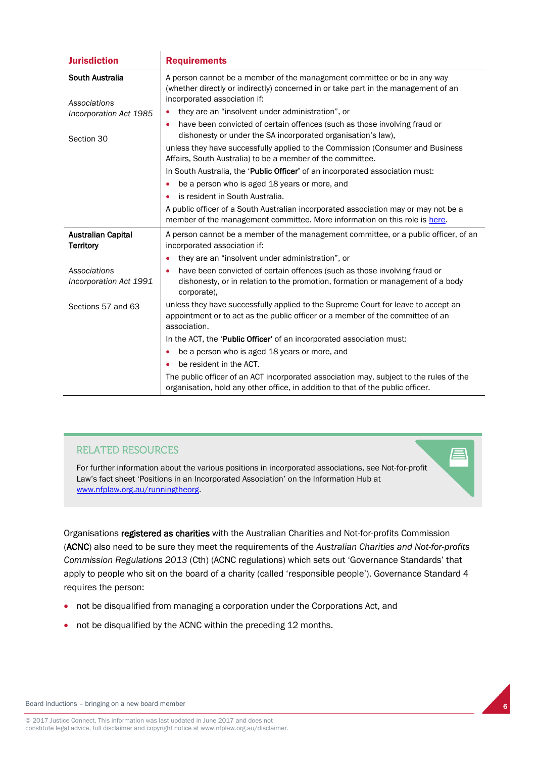| Jurisdiction | Requirements |
|---|---|
| **South Australia**<br><br>*Associations Incorporation Act 1985*<br><br>Section 30 | A person cannot be a member of the management committee or be in any way (whether directly or indirectly) concerned in or take part in the management of an incorporated association if:<br>• they are an "insolvent under administration", or<br>• have been convicted of certain offences (such as those involving fraud or dishonesty or under the SA incorporated organisation's law),<br>unless they have successfully applied to the Commission (Consumer and Business Affairs, South Australia) to be a member of the committee.<br>In South Australia, the '**Public Officer**' of an incorporated association must:<br>• be a person who is aged 18 years or more, and<br>• is resident in South Australia.<br>A public officer of a South Australian incorporated association may or may not be a member of the management committee. More information on this role is here. |
| **Australian Capital Territory**<br><br>*Associations Incorporation Act 1991*<br><br>Sections 57 and 63 | A person cannot be a member of the management committee, or a public officer, of an incorporated association if:<br>• they are an "insolvent under administration", or<br>• have been convicted of certain offences (such as those involving fraud or dishonesty, or in relation to the promotion, formation or management of a body corporate),<br>unless they have successfully applied to the Supreme Court for leave to accept an appointment or to act as the public officer or a member of the committee of an association.<br>In the ACT, the '**Public Officer**' of an incorporated association must:<br>• be a person who is aged 18 years or more, and<br>• be resident in the ACT.<br>The public officer of an ACT incorporated association may, subject to the rules of the organisation, hold any other office, in addition to that of the public officer. |

## RELATED RESOURCES

For further information about the various positions in incorporated associations, see Not-for-profit Law's fact sheet 'Positions in an Incorporated Association' on the Information Hub at www.nfplaw.org.au/runningtheorg.

Organisations **registered as charities** with the Australian Charities and Not-for-profits Commission (**ACNC**) also need to be sure they meet the requirements of the *Australian Charities and Not-for-profits Commission Regulations 2013* (Cth) (ACNC regulations) which sets out 'Governance Standards' that apply to people who sit on the board of a charity (called 'responsible people'). Governance Standard 4 requires the person:

- not be disqualified from managing a corporation under the Corporations Act, and
- not be disqualified by the ACNC within the preceding 12 months.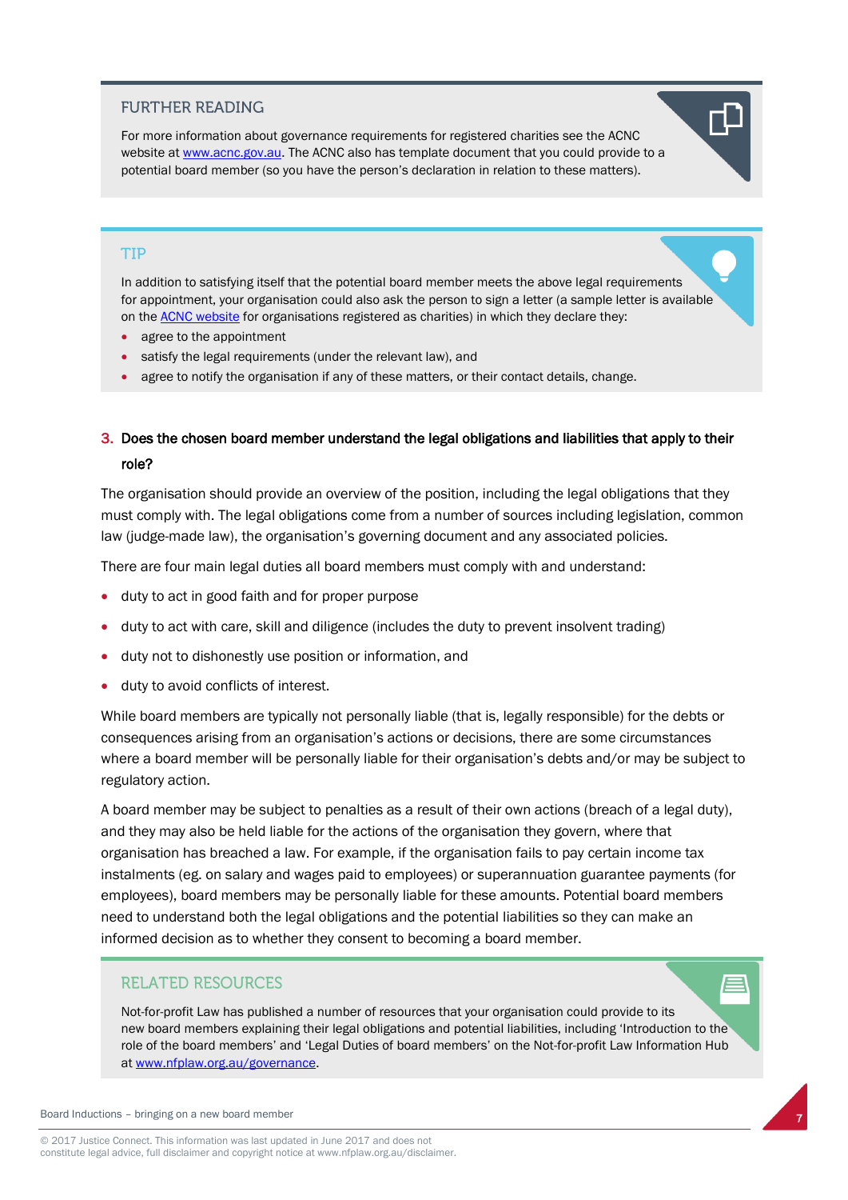### FURTHER READING

For more information about governance requirements for registered charities see the ACNC website at [www.acnc.gov.au](http://www.acnc.gov.au). The ACNC also has template document that you could provide to a potential board member (so you have the person's declaration in relation to these matters).

### TIP

In addition to satisfying itself that the potential board member meets the above legal requirements for appointment, your organisation could also ask the person to sign a letter (a sample letter is available on the [ACNC website](http://www.acnc.gov.au) for organisations registered as charities) in which they declare they:

- agree to the appointment
- satisfy the legal requirements (under the relevant law), and
- agree to notify the organisation if any of these matters, or their contact details, change.

## 3. Does the chosen board member understand the legal obligations and liabilities that apply to their role?

The organisation should provide an overview of the position, including the legal obligations that they must comply with. The legal obligations come from a number of sources including legislation, common law (judge-made law), the organisation's governing document and any associated policies.

There are four main legal duties all board members must comply with and understand:

- duty to act in good faith and for proper purpose
- duty to act with care, skill and diligence (includes the duty to prevent insolvent trading)
- duty not to dishonestly use position or information, and
- duty to avoid conflicts of interest.

While board members are typically not personally liable (that is, legally responsible) for the debts or consequences arising from an organisation's actions or decisions, there are some circumstances where a board member will be personally liable for their organisation's debts and/or may be subject to regulatory action.

A board member may be subject to penalties as a result of their own actions (breach of a legal duty), and they may also be held liable for the actions of the organisation they govern, where that organisation has breached a law. For example, if the organisation fails to pay certain income tax instalments (eg. on salary and wages paid to employees) or superannuation guarantee payments (for employees), board members may be personally liable for these amounts. Potential board members need to understand both the legal obligations and the potential liabilities so they can make an informed decision as to whether they consent to becoming a board member.

### RELATED RESOURCES

Not-for-profit Law has published a number of resources that your organisation could provide to its new board members explaining their legal obligations and potential liabilities, including 'Introduction to the role of the board members' and 'Legal Duties of board members' on the Not-for-profit Law Information Hub at [www.nfplaw.org.au/governance](http://www.nfplaw.org.au/governance).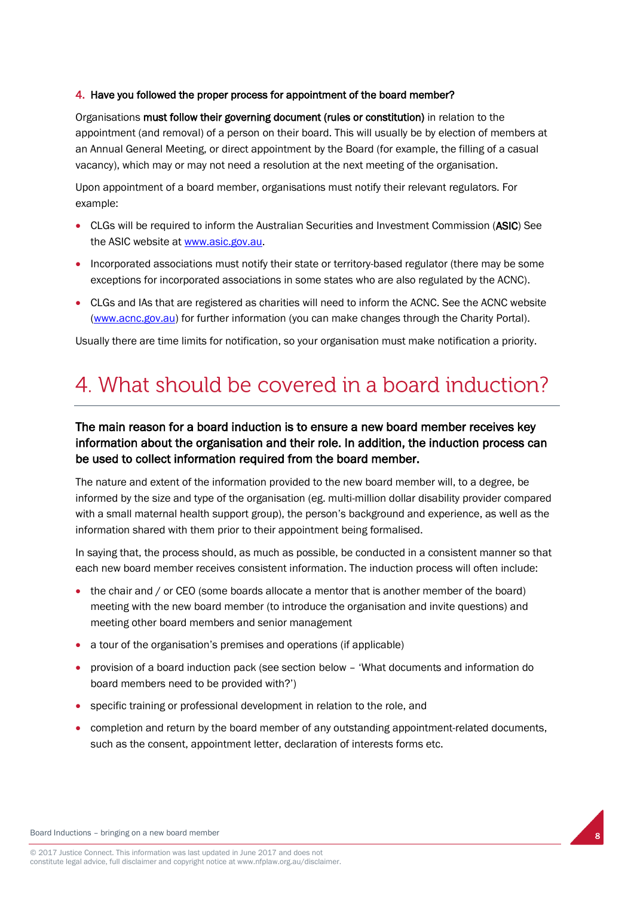### 4. Have you followed the proper process for appointment of the board member?

Organisations **must follow their governing document (rules or constitution)** in relation to the appointment (and removal) of a person on their board. This will usually be by election of members at an Annual General Meeting, or direct appointment by the Board (for example, the filling of a casual vacancy), which may or may not need a resolution at the next meeting of the organisation.

Upon appointment of a board member, organisations must notify their relevant regulators. For example:

- CLGs will be required to inform the Australian Securities and Investment Commission (**ASIC**) See the ASIC website at www.asic.gov.au.
- Incorporated associations must notify their state or territory-based regulator (there may be some exceptions for incorporated associations in some states who are also regulated by the ACNC).
- CLGs and IAs that are registered as charities will need to inform the ACNC. See the ACNC website (www.acnc.gov.au) for further information (you can make changes through the Charity Portal).

Usually there are time limits for notification, so your organisation must make notification a priority.

# 4. What should be covered in a board induction?

**The main reason for a board induction is to ensure a new board member receives key information about the organisation and their role. In addition, the induction process can be used to collect information required from the board member.**

The nature and extent of the information provided to the new board member will, to a degree, be informed by the size and type of the organisation (eg. multi-million dollar disability provider compared with a small maternal health support group), the person's background and experience, as well as the information shared with them prior to their appointment being formalised.

In saying that, the process should, as much as possible, be conducted in a consistent manner so that each new board member receives consistent information. The induction process will often include:

- the chair and / or CEO (some boards allocate a mentor that is another member of the board) meeting with the new board member (to introduce the organisation and invite questions) and meeting other board members and senior management
- a tour of the organisation's premises and operations (if applicable)
- provision of a board induction pack (see section below – 'What documents and information do board members need to be provided with?')
- specific training or professional development in relation to the role, and
- completion and return by the board member of any outstanding appointment-related documents, such as the consent, appointment letter, declaration of interests forms etc.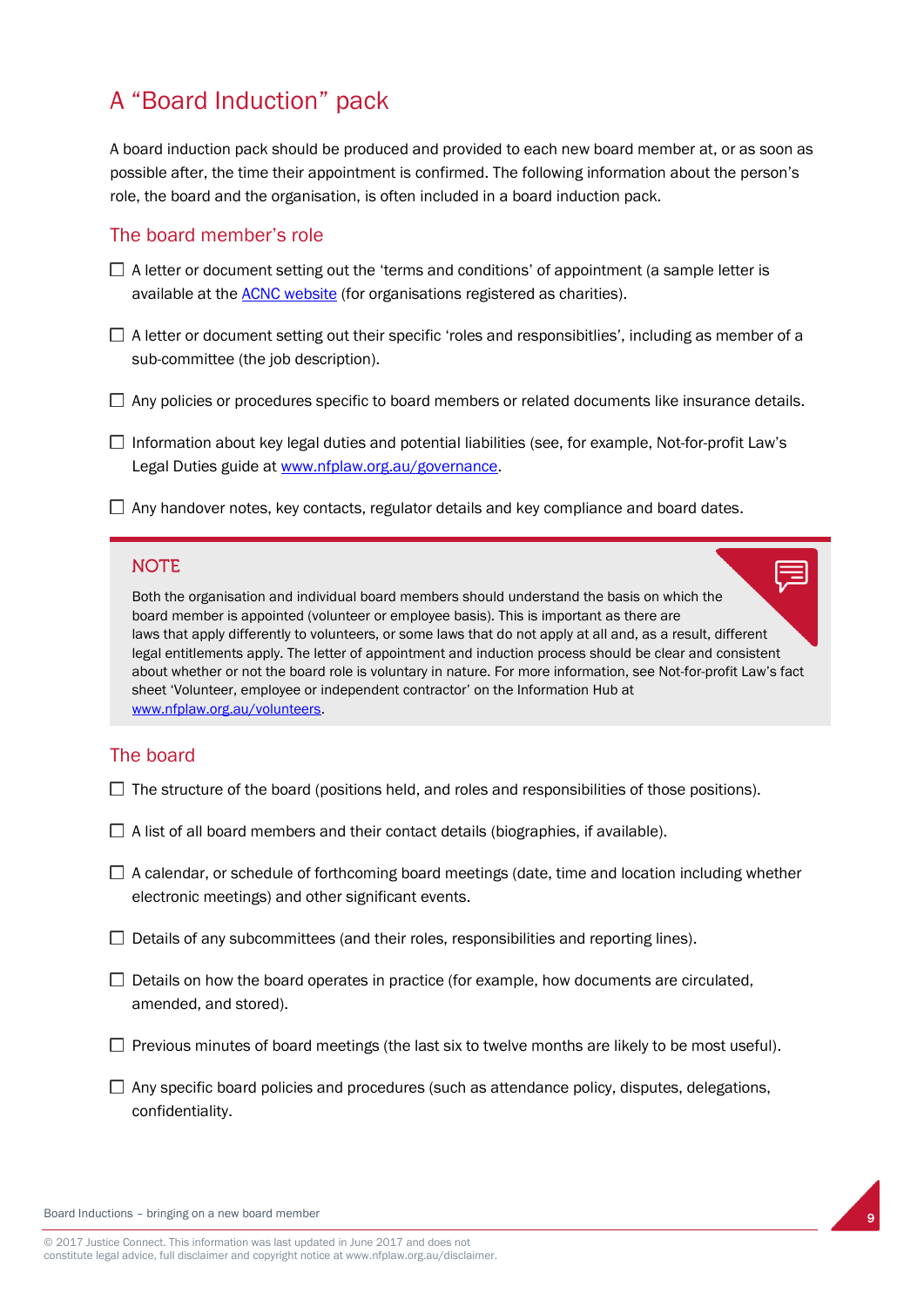# A "Board Induction" pack

A board induction pack should be produced and provided to each new board member at, or as soon as possible after, the time their appointment is confirmed. The following information about the person's role, the board and the organisation, is often included in a board induction pack.

## The board member's role

- ☐ A letter or document setting out the 'terms and conditions' of appointment (a sample letter is available at the ACNC website (for organisations registered as charities).
- ☐ A letter or document setting out their specific 'roles and responsibitlies', including as member of a sub-committee (the job description).
- ☐ Any policies or procedures specific to board members or related documents like insurance details.
- ☐ Information about key legal duties and potential liabilities (see, for example, Not-for-profit Law's Legal Duties guide at www.nfplaw.org.au/governance.
- ☐ Any handover notes, key contacts, regulator details and key compliance and board dates.

> **NOTE**
>
> Both the organisation and individual board members should understand the basis on which the board member is appointed (volunteer or employee basis). This is important as there are laws that apply differently to volunteers, or some laws that do not apply at all and, as a result, different legal entitlements apply. The letter of appointment and induction process should be clear and consistent about whether or not the board role is voluntary in nature. For more information, see Not-for-profit Law's fact sheet 'Volunteer, employee or independent contractor' on the Information Hub at www.nfplaw.org.au/volunteers.

## The board

- ☐ The structure of the board (positions held, and roles and responsibilities of those positions).
- ☐ A list of all board members and their contact details (biographies, if available).
- ☐ A calendar, or schedule of forthcoming board meetings (date, time and location including whether electronic meetings) and other significant events.
- ☐ Details of any subcommittees (and their roles, responsibilities and reporting lines).
- ☐ Details on how the board operates in practice (for example, how documents are circulated, amended, and stored).
- ☐ Previous minutes of board meetings (the last six to twelve months are likely to be most useful).
- ☐ Any specific board policies and procedures (such as attendance policy, disputes, delegations, confidentiality.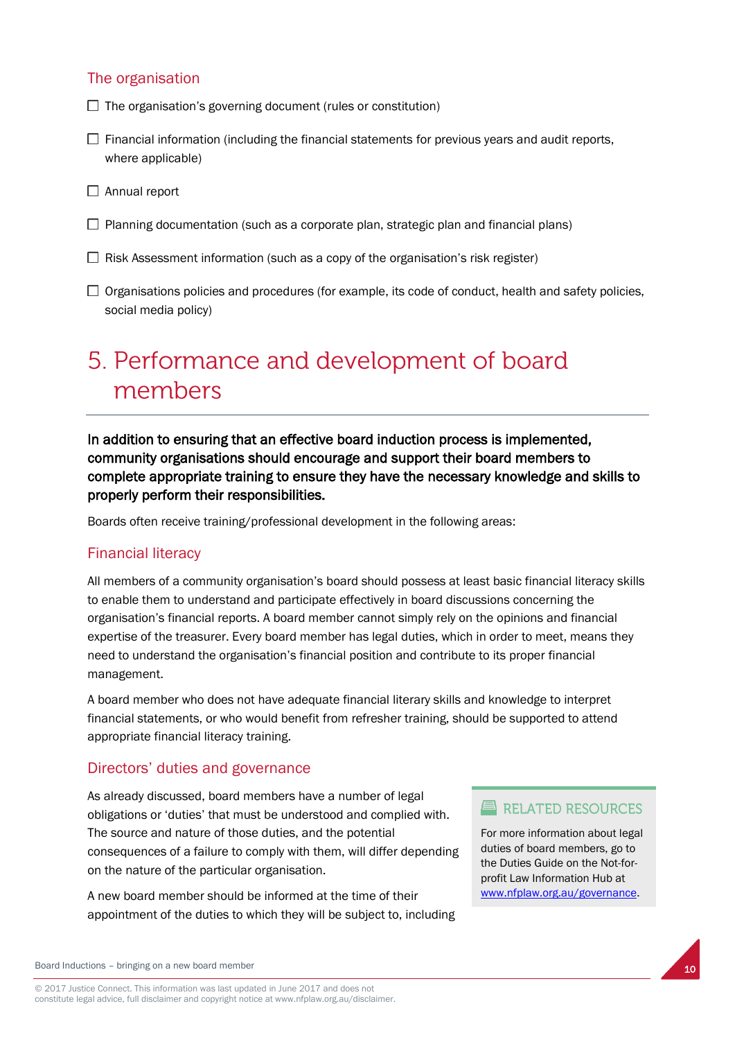### The organisation

- ☐ The organisation's governing document (rules or constitution)
- ☐ Financial information (including the financial statements for previous years and audit reports, where applicable)
- ☐ Annual report
- ☐ Planning documentation (such as a corporate plan, strategic plan and financial plans)
- ☐ Risk Assessment information (such as a copy of the organisation's risk register)
- ☐ Organisations policies and procedures (for example, its code of conduct, health and safety policies, social media policy)

# 5. Performance and development of board members

**In addition to ensuring that an effective board induction process is implemented, community organisations should encourage and support their board members to complete appropriate training to ensure they have the necessary knowledge and skills to properly perform their responsibilities.**

Boards often receive training/professional development in the following areas:

### Financial literacy

All members of a community organisation's board should possess at least basic financial literacy skills to enable them to understand and participate effectively in board discussions concerning the organisation's financial reports. A board member cannot simply rely on the opinions and financial expertise of the treasurer. Every board member has legal duties, which in order to meet, means they need to understand the organisation's financial position and contribute to its proper financial management.

A board member who does not have adequate financial literary skills and knowledge to interpret financial statements, or who would benefit from refresher training, should be supported to attend appropriate financial literacy training.

### Directors' duties and governance

As already discussed, board members have a number of legal obligations or 'duties' that must be understood and complied with. The source and nature of those duties, and the potential consequences of a failure to comply with them, will differ depending on the nature of the particular organisation.

A new board member should be informed at the time of their appointment of the duties to which they will be subject to, including

> **RELATED RESOURCES**
>
> For more information about legal duties of board members, go to the Duties Guide on the Not-for-profit Law Information Hub at www.nfplaw.org.au/governance.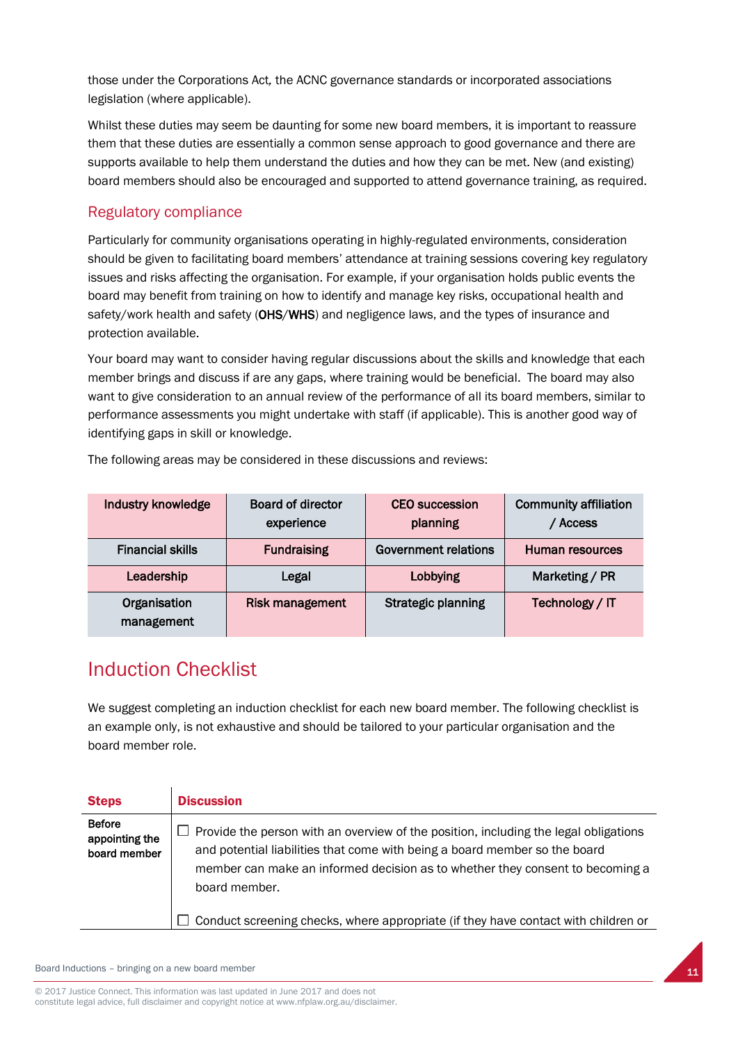those under the Corporations Act, the ACNC governance standards or incorporated associations legislation (where applicable).

Whilst these duties may seem be daunting for some new board members, it is important to reassure them that these duties are essentially a common sense approach to good governance and there are supports available to help them understand the duties and how they can be met. New (and existing) board members should also be encouraged and supported to attend governance training, as required.

## Regulatory compliance

Particularly for community organisations operating in highly-regulated environments, consideration should be given to facilitating board members' attendance at training sessions covering key regulatory issues and risks affecting the organisation. For example, if your organisation holds public events the board may benefit from training on how to identify and manage key risks, occupational health and safety/work health and safety (**OHS**/**WHS**) and negligence laws, and the types of insurance and protection available.

Your board may want to consider having regular discussions about the skills and knowledge that each member brings and discuss if are any gaps, where training would be beneficial. The board may also want to give consideration to an annual review of the performance of all its board members, similar to performance assessments you might undertake with staff (if applicable). This is another good way of identifying gaps in skill or knowledge.

The following areas may be considered in these discussions and reviews:

| | | | |
|---|---|---|---|
| **Industry knowledge** | **Board of director experience** | **CEO succession planning** | **Community affiliation / Access** |
| **Financial skills** | **Fundraising** | **Government relations** | **Human resources** |
| **Leadership** | **Legal** | **Lobbying** | **Marketing / PR** |
| **Organisation management** | **Risk management** | **Strategic planning** | **Technology / IT** |

# Induction Checklist

We suggest completing an induction checklist for each new board member. The following checklist is an example only, is not exhaustive and should be tailored to your particular organisation and the board member role.

| Steps | Discussion |
|---|---|
| **Before appointing the board member** | ☐ Provide the person with an overview of the position, including the legal obligations and potential liabilities that come with being a board member so the board member can make an informed decision as to whether they consent to becoming a board member.<br><br>☐ Conduct screening checks, where appropriate (if they have contact with children or |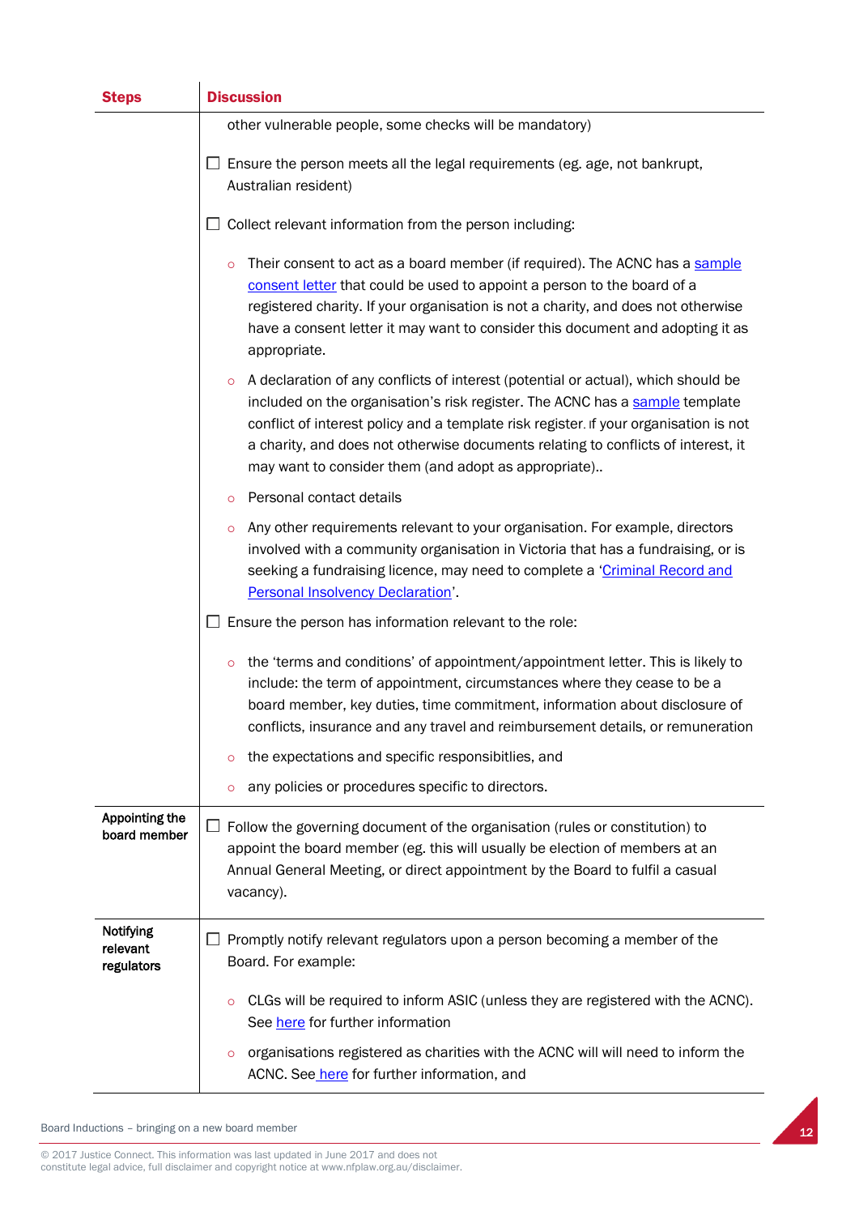| Steps | Discussion |
|---|---|
| | other vulnerable people, some checks will be mandatory)<br><br>☐ Ensure the person meets all the legal requirements (eg. age, not bankrupt, Australian resident)<br><br>☐ Collect relevant information from the person including:<br><br>○ Their consent to act as a board member (if required). The ACNC has a sample consent letter that could be used to appoint a person to the board of a registered charity. If your organisation is not a charity, and does not otherwise have a consent letter it may want to consider this document and adopting it as appropriate.<br><br>○ A declaration of any conflicts of interest (potential or actual), which should be included on the organisation's risk register. The ACNC has a sample template conflict of interest policy and a template risk register. If your organisation is not a charity, and does not otherwise documents relating to conflicts of interest, it may want to consider them (and adopt as appropriate)..<br><br>○ Personal contact details<br><br>○ Any other requirements relevant to your organisation. For example, directors involved with a community organisation in Victoria that has a fundraising, or is seeking a fundraising licence, may need to complete a 'Criminal Record and Personal Insolvency Declaration'.<br><br>☐ Ensure the person has information relevant to the role:<br><br>○ the 'terms and conditions' of appointment/appointment letter. This is likely to include: the term of appointment, circumstances where they cease to be a board member, key duties, time commitment, information about disclosure of conflicts, insurance and any travel and reimbursement details, or remuneration<br><br>○ the expectations and specific responsibitlies, and<br><br>○ any policies or procedures specific to directors. |
| **Appointing the board member** | ☐ Follow the governing document of the organisation (rules or constitution) to appoint the board member (eg. this will usually be election of members at an Annual General Meeting, or direct appointment by the Board to fulfil a casual vacancy). |
| **Notifying relevant regulators** | ☐ Promptly notify relevant regulators upon a person becoming a member of the Board. For example:<br><br>○ CLGs will be required to inform ASIC (unless they are registered with the ACNC). See here for further information<br><br>○ organisations registered as charities with the ACNC will will need to inform the ACNC. See here for further information, and |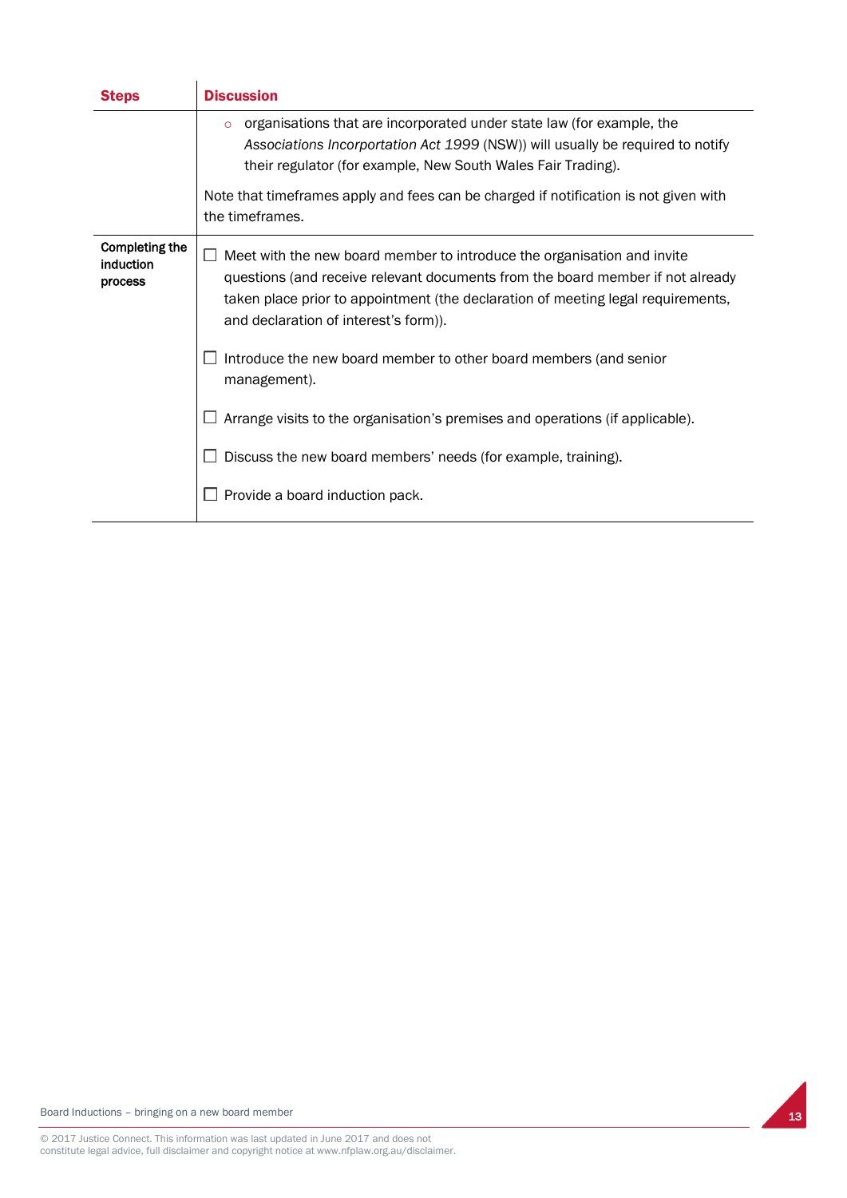| Steps | Discussion |
| --- | --- |
| | ○ organisations that are incorporated under state law (for example, the *Associations Incorporation Act 1999* (NSW)) will usually be required to notify their regulator (for example, New South Wales Fair Trading).<br><br>Note that timeframes apply and fees can be charged if notification is not given with the timeframes. |
| **Completing the induction process** | ☐ Meet with the new board member to introduce the organisation and invite questions (and receive relevant documents from the board member if not already taken place prior to appointment (the declaration of meeting legal requirements, and declaration of interest's form)).<br><br>☐ Introduce the new board member to other board members (and senior management).<br><br>☐ Arrange visits to the organisation's premises and operations (if applicable).<br><br>☐ Discuss the new board members' needs (for example, training).<br><br>☐ Provide a board induction pack. |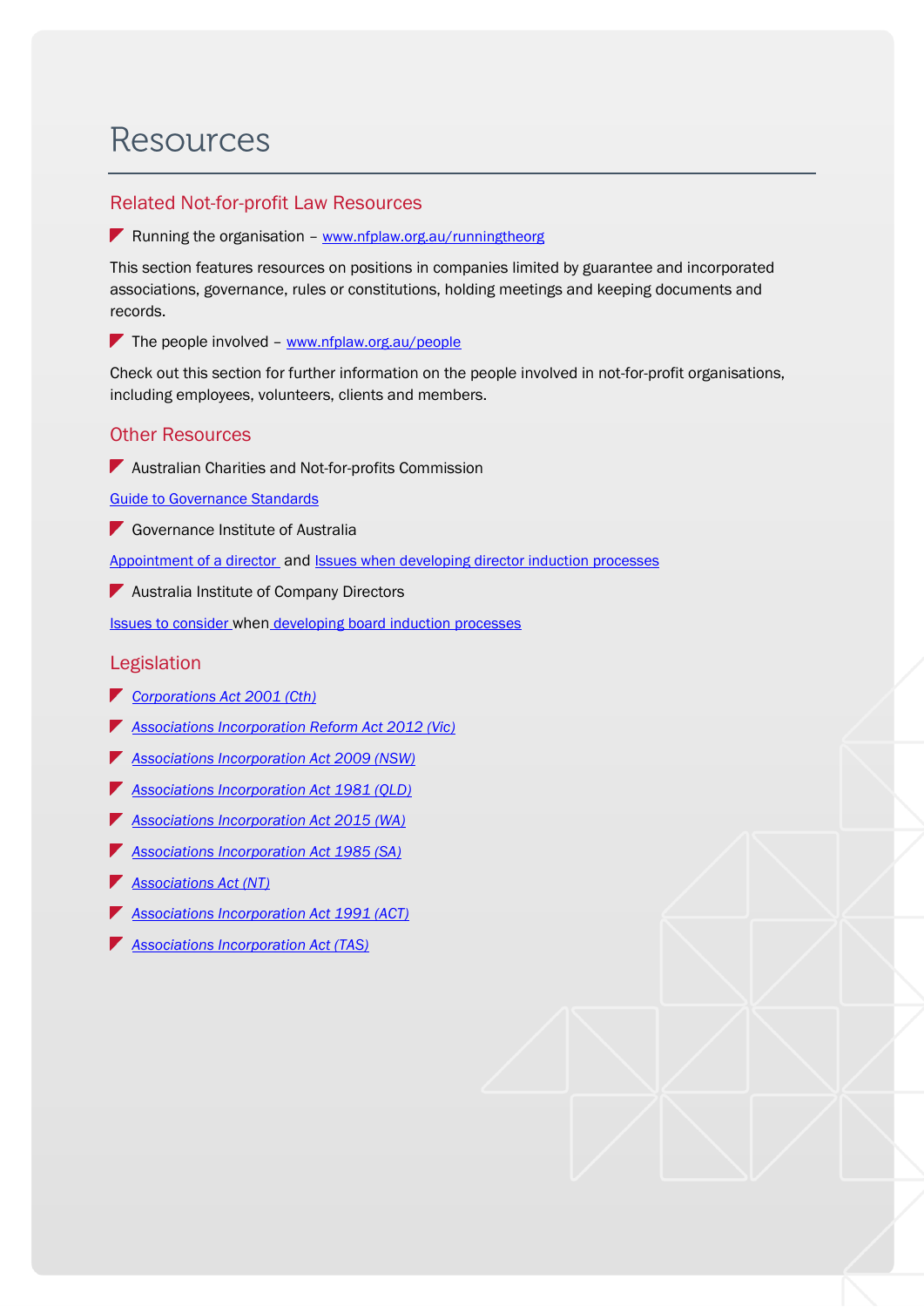# Resources

## Related Not-for-profit Law Resources

- Running the organisation – www.nfplaw.org.au/runningtheorg

This section features resources on positions in companies limited by guarantee and incorporated associations, governance, rules or constitutions, holding meetings and keeping documents and records.

- The people involved – www.nfplaw.org.au/people

Check out this section for further information on the people involved in not-for-profit organisations, including employees, volunteers, clients and members.

## Other Resources

- Australian Charities and Not-for-profits Commission

Guide to Governance Standards

- Governance Institute of Australia

Appointment of a director and Issues when developing director induction processes

- Australia Institute of Company Directors

Issues to consider when developing board induction processes

## Legislation

- *Corporations Act 2001 (Cth)*
- *Associations Incorporation Reform Act 2012 (Vic)*
- *Associations Incorporation Act 2009 (NSW)*
- *Associations Incorporation Act 1981 (QLD)*
- *Associations Incorporation Act 2015 (WA)*
- *Associations Incorporation Act 1985 (SA)*
- *Associations Act (NT)*
- *Associations Incorporation Act 1991 (ACT)*
- *Associations Incorporation Act (TAS)*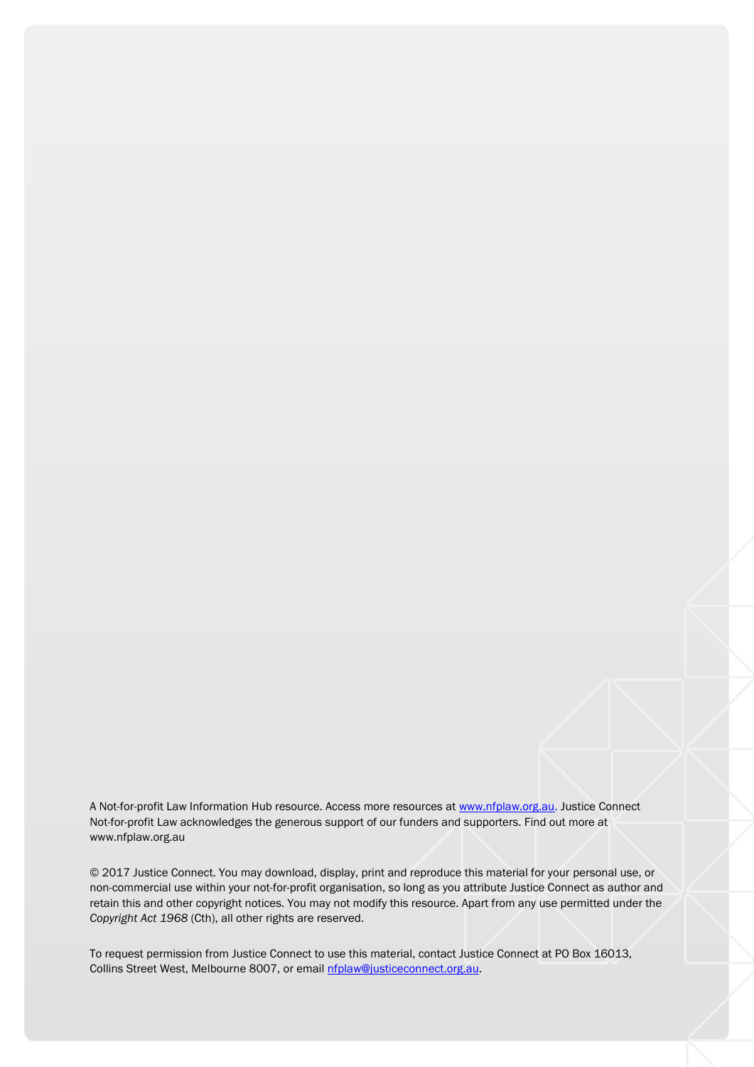A Not-for-profit Law Information Hub resource. Access more resources at www.nfplaw.org.au. Justice Connect Not-for-profit Law acknowledges the generous support of our funders and supporters. Find out more at www.nfplaw.org.au

© 2017 Justice Connect. You may download, display, print and reproduce this material for your personal use, or non-commercial use within your not-for-profit organisation, so long as you attribute Justice Connect as author and retain this and other copyright notices. You may not modify this resource. Apart from any use permitted under the *Copyright Act 1968* (Cth), all other rights are reserved.

To request permission from Justice Connect to use this material, contact Justice Connect at PO Box 16013, Collins Street West, Melbourne 8007, or email nfplaw@justiceconnect.org.au.